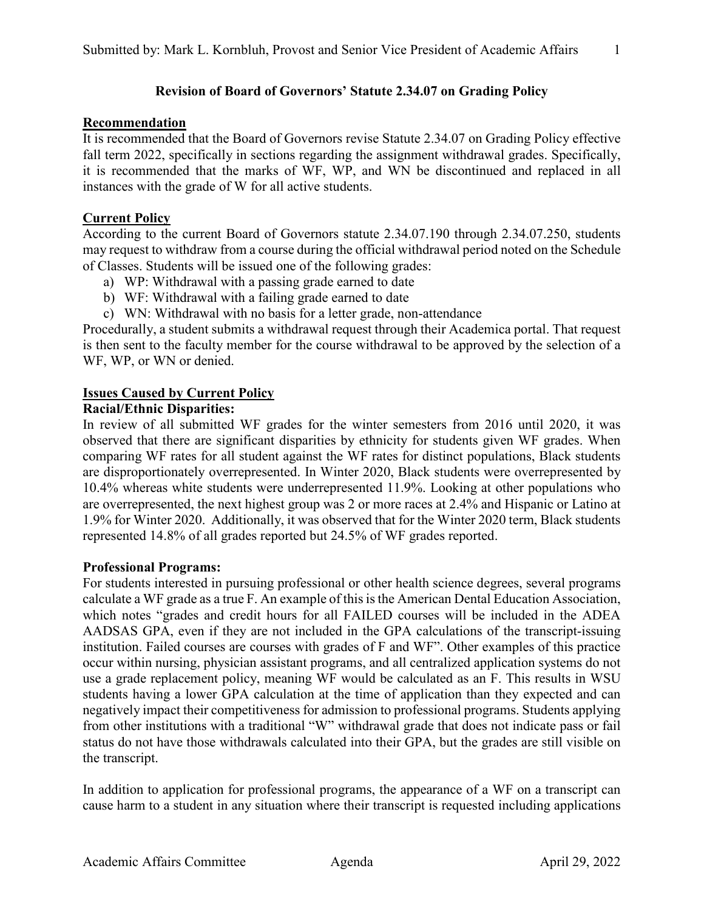**Revision of Board of Governors' Statute 2.34.07 on Grading Policy**

## Recommendation

It is recommended that the Board of Governors revise Statute 2.34.07 on Grading Policy effective fall term 2022, specifically in sections regarding the assignment withdrawal grades. Specifically, it is recommended that the marks of WF, WP, and WN be discontinued and replaced in all instances with the grade of W for all active students.

## Current Policy

According to the current Board of Governors statute 2.34.07.190 through 2.34.07.250, students may request to withdraw from a course during the official withdrawal period noted on the Schedule of Classes. Students will be issued one of the following grades:

a) WP: Withdrawal with a passing grade earned to date
b) WF: Withdrawal with a failing grade earned to date
c) WN: Withdrawal with no basis for a letter grade, non-attendance

Procedurally, a student submits a withdrawal request through their Academica portal. That request is then sent to the faculty member for the course withdrawal to be approved by the selection of a WF, WP, or WN or denied.

## Issues Caused by Current Policy

### Racial/Ethnic Disparities:

In review of all submitted WF grades for the winter semesters from 2016 until 2020, it was observed that there are significant disparities by ethnicity for students given WF grades. When comparing WF rates for all student against the WF rates for distinct populations, Black students are disproportionately overrepresented. In Winter 2020, Black students were overrepresented by 10.4% whereas white students were underrepresented 11.9%. Looking at other populations who are overrepresented, the next highest group was 2 or more races at 2.4% and Hispanic or Latino at 1.9% for Winter 2020. Additionally, it was observed that for the Winter 2020 term, Black students represented 14.8% of all grades reported but 24.5% of WF grades reported.

### Professional Programs:

For students interested in pursuing professional or other health science degrees, several programs calculate a WF grade as a true F. An example of this is the American Dental Education Association, which notes "grades and credit hours for all FAILED courses will be included in the ADEA AADSAS GPA, even if they are not included in the GPA calculations of the transcript-issuing institution. Failed courses are courses with grades of F and WF". Other examples of this practice occur within nursing, physician assistant programs, and all centralized application systems do not use a grade replacement policy, meaning WF would be calculated as an F. This results in WSU students having a lower GPA calculation at the time of application than they expected and can negatively impact their competitiveness for admission to professional programs. Students applying from other institutions with a traditional "W" withdrawal grade that does not indicate pass or fail status do not have those withdrawals calculated into their GPA, but the grades are still visible on the transcript.

In addition to application for professional programs, the appearance of a WF on a transcript can cause harm to a student in any situation where their transcript is requested including applications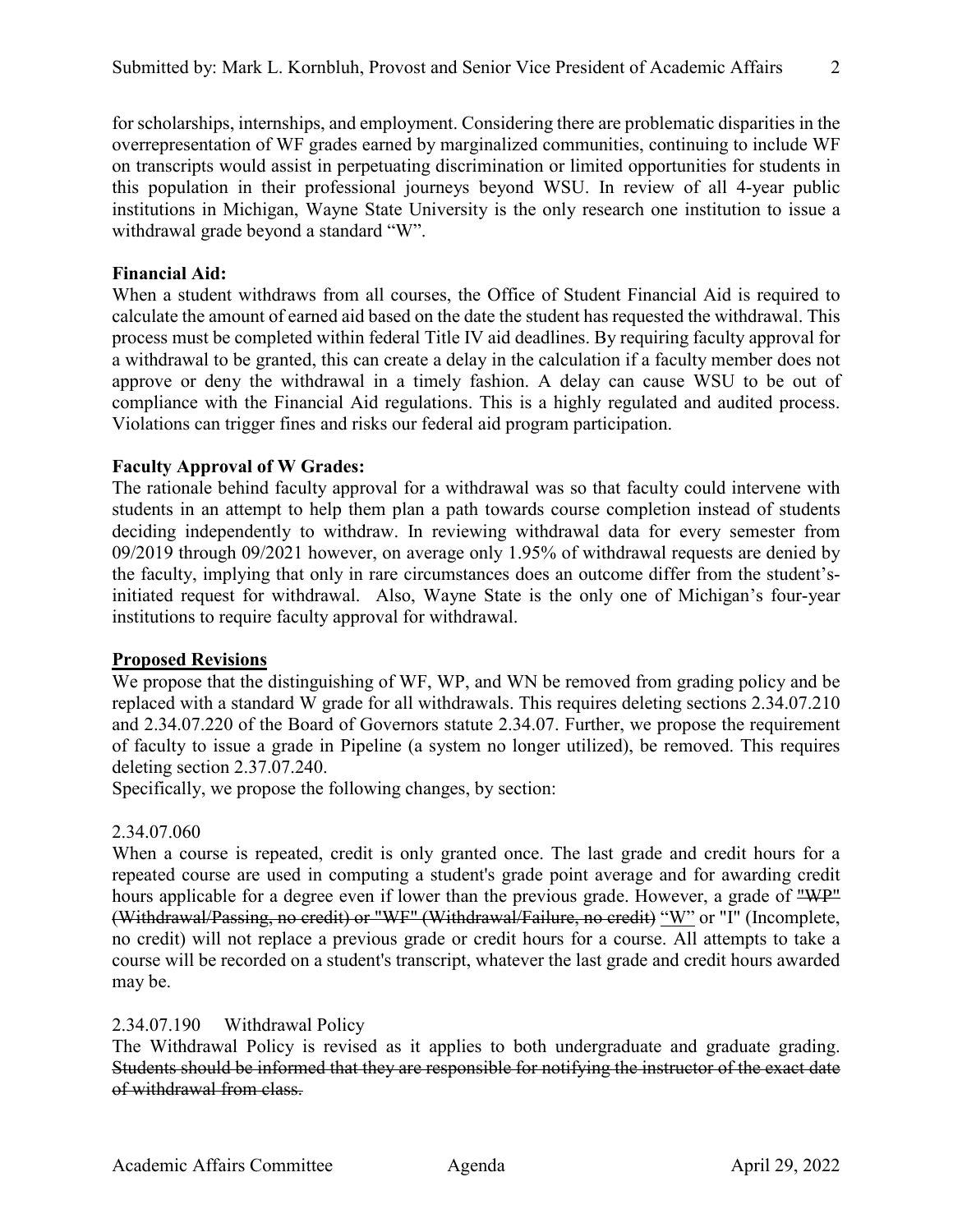for scholarships, internships, and employment. Considering there are problematic disparities in the overrepresentation of WF grades earned by marginalized communities, continuing to include WF on transcripts would assist in perpetuating discrimination or limited opportunities for students in this population in their professional journeys beyond WSU. In review of all 4-year public institutions in Michigan, Wayne State University is the only research one institution to issue a withdrawal grade beyond a standard "W".

**Financial Aid:**
When a student withdraws from all courses, the Office of Student Financial Aid is required to calculate the amount of earned aid based on the date the student has requested the withdrawal. This process must be completed within federal Title IV aid deadlines. By requiring faculty approval for a withdrawal to be granted, this can create a delay in the calculation if a faculty member does not approve or deny the withdrawal in a timely fashion. A delay can cause WSU to be out of compliance with the Financial Aid regulations. This is a highly regulated and audited process. Violations can trigger fines and risks our federal aid program participation.

**Faculty Approval of W Grades:**
The rationale behind faculty approval for a withdrawal was so that faculty could intervene with students in an attempt to help them plan a path towards course completion instead of students deciding independently to withdraw. In reviewing withdrawal data for every semester from 09/2019 through 09/2021 however, on average only 1.95% of withdrawal requests are denied by the faculty, implying that only in rare circumstances does an outcome differ from the student's-initiated request for withdrawal. Also, Wayne State is the only one of Michigan's four-year institutions to require faculty approval for withdrawal.

**<u>Proposed Revisions</u>**
We propose that the distinguishing of WF, WP, and WN be removed from grading policy and be replaced with a standard W grade for all withdrawals. This requires deleting sections 2.34.07.210 and 2.34.07.220 of the Board of Governors statute 2.34.07. Further, we propose the requirement of faculty to issue a grade in Pipeline (a system no longer utilized), be removed. This requires deleting section 2.37.07.240.
Specifically, we propose the following changes, by section:

2.34.07.060
When a course is repeated, credit is only granted once. The last grade and credit hours for a repeated course are used in computing a student's grade point average and for awarding credit hours applicable for a degree even if lower than the previous grade. However, a grade of ~~"WP" (Withdrawal/Passing, no credit) or "WF" (Withdrawal/Failure, no credit)~~ <u>"W"</u> or "I" (Incomplete, no credit) will not replace a previous grade or credit hours for a course. All attempts to take a course will be recorded on a student's transcript, whatever the last grade and credit hours awarded may be.

2.34.07.190 Withdrawal Policy
The Withdrawal Policy is revised as it applies to both undergraduate and graduate grading. ~~Students should be informed that they are responsible for notifying the instructor of the exact date of withdrawal from class.~~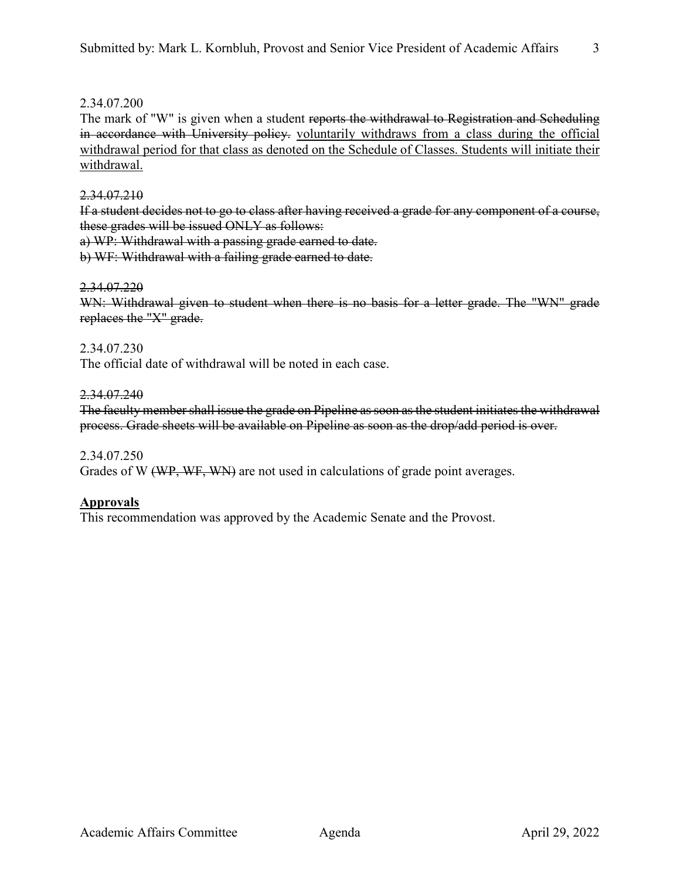2.34.07.200
The mark of "W" is given when a student ~~reports the withdrawal to Registration and Scheduling in accordance with University policy.~~ <u>voluntarily withdraws from a class during the official withdrawal period for that class as denoted on the Schedule of Classes. Students will initiate their withdrawal.</u>

~~2.34.07.210~~
~~If a student decides not to go to class after having received a grade for any component of a course, these grades will be issued ONLY as follows:~~
~~a) WP: Withdrawal with a passing grade earned to date.~~
~~b) WF: Withdrawal with a failing grade earned to date.~~

~~2.34.07.220~~
~~WN: Withdrawal given to student when there is no basis for a letter grade. The "WN" grade replaces the "X" grade.~~

2.34.07.230
The official date of withdrawal will be noted in each case.

~~2.34.07.240~~
~~The faculty member shall issue the grade on Pipeline as soon as the student initiates the withdrawal process. Grade sheets will be available on Pipeline as soon as the drop/add period is over.~~

2.34.07.250
Grades of W ~~(WP, WF, WN)~~ are not used in calculations of grade point averages.

**<u>Approvals</u>**
This recommendation was approved by the Academic Senate and the Provost.